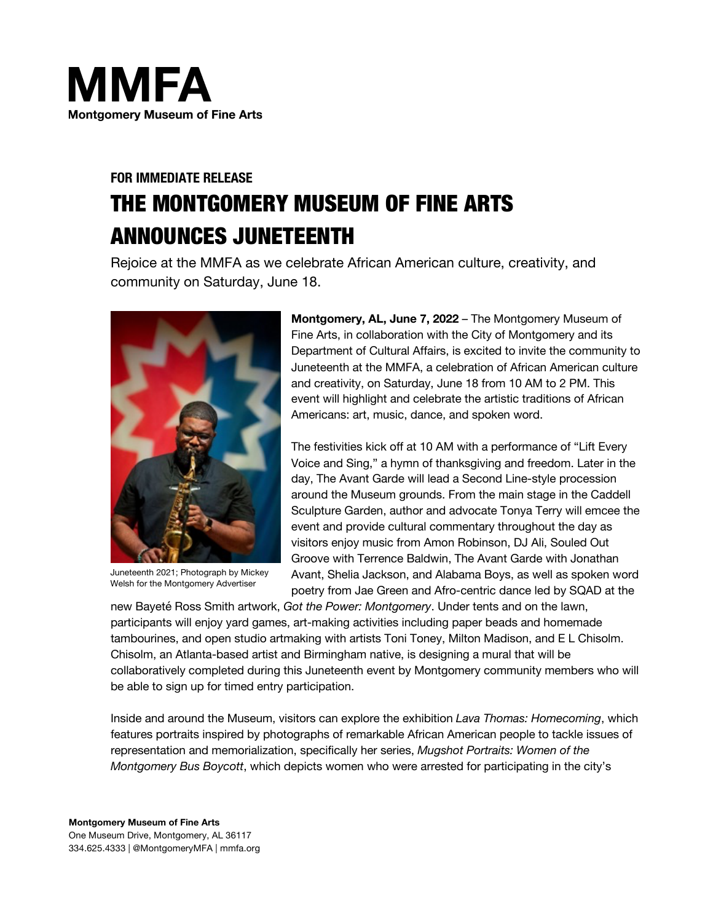# MMFA

**Montgomery Museum of Fine Arts**

**FOR IMMEDIATE RELEASE**

## THE MONTGOMERY MUSEUM OF FINE ARTS ANNOUNCES JUNETEENTH

Rejoice at the MMFA as we celebrate African American culture, creativity, and community on Saturday, June 18.

Juneteenth 2021; Photograph by Mickey Welsh for the Montgomery Advertiser

**Montgomery, AL, June 7, 2022** – The Montgomery Museum of Fine Arts, in collaboration with the City of Montgomery and its Department of Cultural Affairs, is excited to invite the community to Juneteenth at the MMFA, a celebration of African American culture and creativity, on Saturday, June 18 from 10 AM to 2 PM. This event will highlight and celebrate the artistic traditions of African Americans: art, music, dance, and spoken word.

The festivities kick off at 10 AM with a performance of "Lift Every Voice and Sing," a hymn of thanksgiving and freedom. Later in the day, The Avant Garde will lead a Second Line-style procession around the Museum grounds. From the main stage in the Caddell Sculpture Garden, author and advocate Tonya Terry will emcee the event and provide cultural commentary throughout the day as visitors enjoy music from Amon Robinson, DJ Ali, Souled Out Groove with Terrence Baldwin, The Avant Garde with Jonathan Avant, Shelia Jackson, and Alabama Boys, as well as spoken word poetry from Jae Green and Afro-centric dance led by SQAD at the new Bayeté Ross Smith artwork, *Got the Power: Montgomery*. Under tents and on the lawn, participants will enjoy yard games, art-making activities including paper beads and homemade tambourines, and open studio artmaking with artists Toni Toney, Milton Madison, and E L Chisolm. Chisolm, an Atlanta-based artist and Birmingham native, is designing a mural that will be collaboratively completed during this Juneteenth event by Montgomery community members who will be able to sign up for timed entry participation.

Inside and around the Museum, visitors can explore the exhibition *Lava Thomas: Homecoming*, which features portraits inspired by photographs of remarkable African American people to tackle issues of representation and memorialization, specifically her series, *Mugshot Portraits: Women of the Montgomery Bus Boycott*, which depicts women who were arrested for participating in the city's

**Montgomery Museum of Fine Arts**
One Museum Drive, Montgomery, AL 36117
334.625.4333 | @MontgomeryMFA | mmfa.org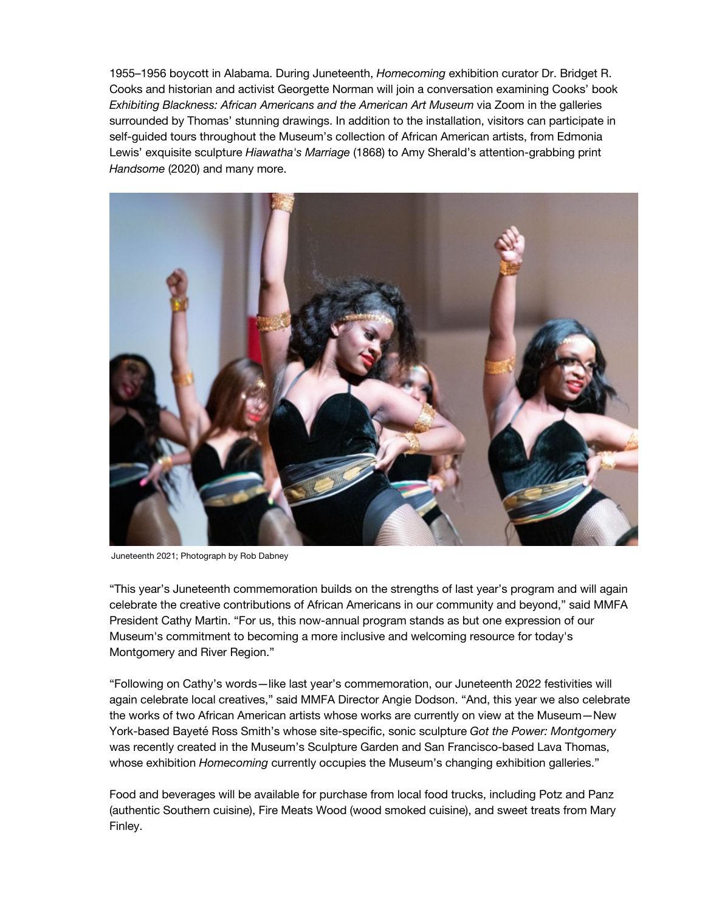1955–1956 boycott in Alabama. During Juneteenth, *Homecoming* exhibition curator Dr. Bridget R. Cooks and historian and activist Georgette Norman will join a conversation examining Cooks' book *Exhibiting Blackness: African Americans and the American Art Museum* via Zoom in the galleries surrounded by Thomas' stunning drawings. In addition to the installation, visitors can participate in self-guided tours throughout the Museum's collection of African American artists, from Edmonia Lewis' exquisite sculpture *Hiawatha's Marriage* (1868) to Amy Sherald's attention-grabbing print *Handsome* (2020) and many more.

Juneteenth 2021; Photograph by Rob Dabney

"This year's Juneteenth commemoration builds on the strengths of last year's program and will again celebrate the creative contributions of African Americans in our community and beyond," said MMFA President Cathy Martin. "For us, this now-annual program stands as but one expression of our Museum's commitment to becoming a more inclusive and welcoming resource for today's Montgomery and River Region."

"Following on Cathy's words—like last year's commemoration, our Juneteenth 2022 festivities will again celebrate local creatives," said MMFA Director Angie Dodson. "And, this year we also celebrate the works of two African American artists whose works are currently on view at the Museum—New York-based Bayeté Ross Smith's whose site-specific, sonic sculpture *Got the Power: Montgomery* was recently created in the Museum's Sculpture Garden and San Francisco-based Lava Thomas, whose exhibition *Homecoming* currently occupies the Museum's changing exhibition galleries."

Food and beverages will be available for purchase from local food trucks, including Potz and Panz (authentic Southern cuisine), Fire Meats Wood (wood smoked cuisine), and sweet treats from Mary Finley.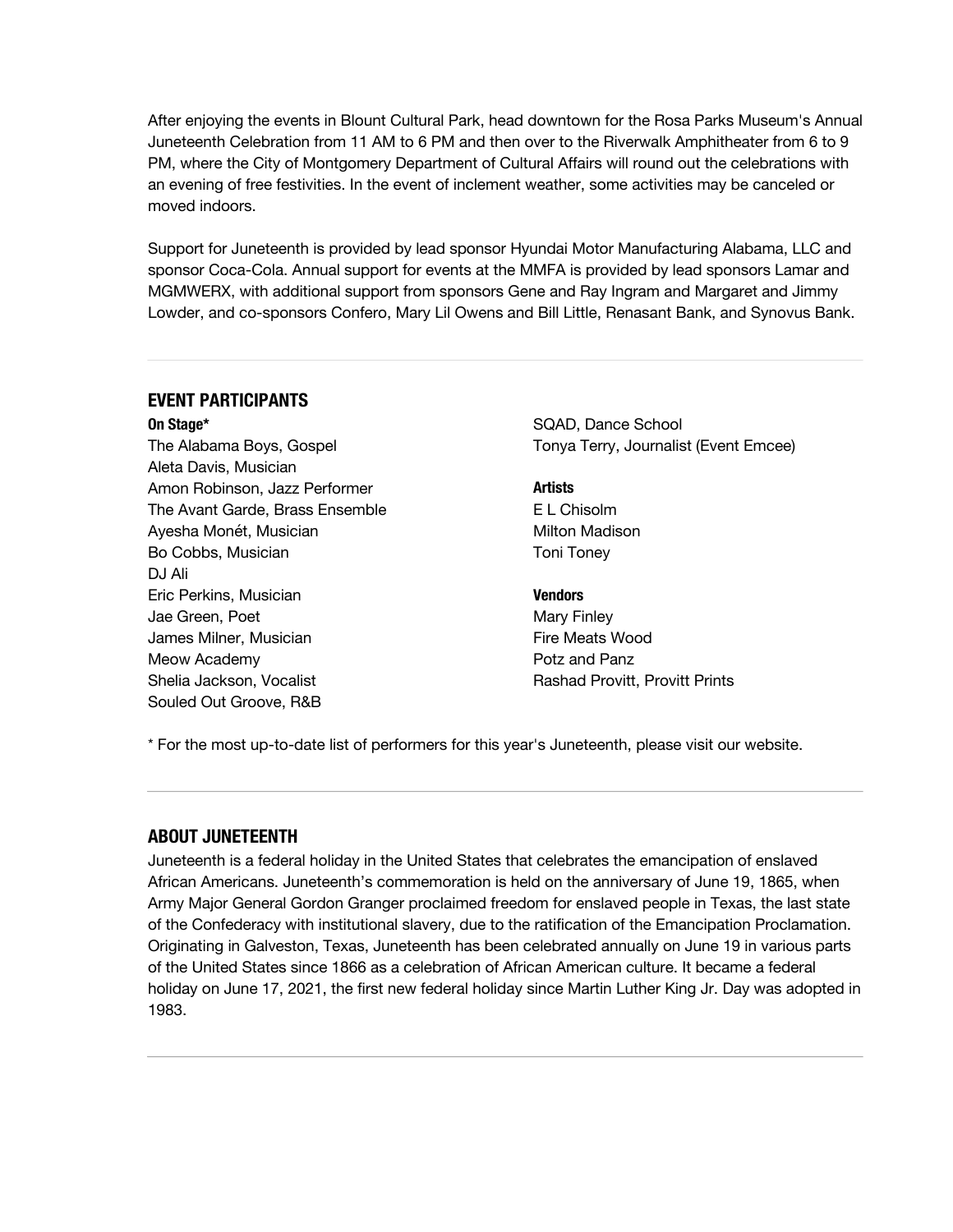After enjoying the events in Blount Cultural Park, head downtown for the Rosa Parks Museum's Annual Juneteenth Celebration from 11 AM to 6 PM and then over to the Riverwalk Amphitheater from 6 to 9 PM, where the City of Montgomery Department of Cultural Affairs will round out the celebrations with an evening of free festivities. In the event of inclement weather, some activities may be canceled or moved indoors.

Support for Juneteenth is provided by lead sponsor Hyundai Motor Manufacturing Alabama, LLC and sponsor Coca-Cola. Annual support for events at the MMFA is provided by lead sponsors Lamar and MGMWERX, with additional support from sponsors Gene and Ray Ingram and Margaret and Jimmy Lowder, and co-sponsors Confero, Mary Lil Owens and Bill Little, Renasant Bank, and Synovus Bank.

---

## EVENT PARTICIPANTS

**On Stage***

The Alabama Boys, Gospel
Aleta Davis, Musician
Amon Robinson, Jazz Performer
The Avant Garde, Brass Ensemble
Ayesha Monét, Musician
Bo Cobbs, Musician
DJ Ali
Eric Perkins, Musician
Jae Green, Poet
James Milner, Musician
Meow Academy
Shelia Jackson, Vocalist
Souled Out Groove, R&B
SQAD, Dance School
Tonya Terry, Journalist (Event Emcee)

**Artists**

E L Chisolm
Milton Madison
Toni Toney

**Vendors**

Mary Finley
Fire Meats Wood
Potz and Panz
Rashad Provitt, Provitt Prints

* For the most up-to-date list of performers for this year's Juneteenth, please visit our website.

---

## ABOUT JUNETEENTH

Juneteenth is a federal holiday in the United States that celebrates the emancipation of enslaved African Americans. Juneteenth's commemoration is held on the anniversary of June 19, 1865, when Army Major General Gordon Granger proclaimed freedom for enslaved people in Texas, the last state of the Confederacy with institutional slavery, due to the ratification of the Emancipation Proclamation. Originating in Galveston, Texas, Juneteenth has been celebrated annually on June 19 in various parts of the United States since 1866 as a celebration of African American culture. It became a federal holiday on June 17, 2021, the first new federal holiday since Martin Luther King Jr. Day was adopted in 1983.

---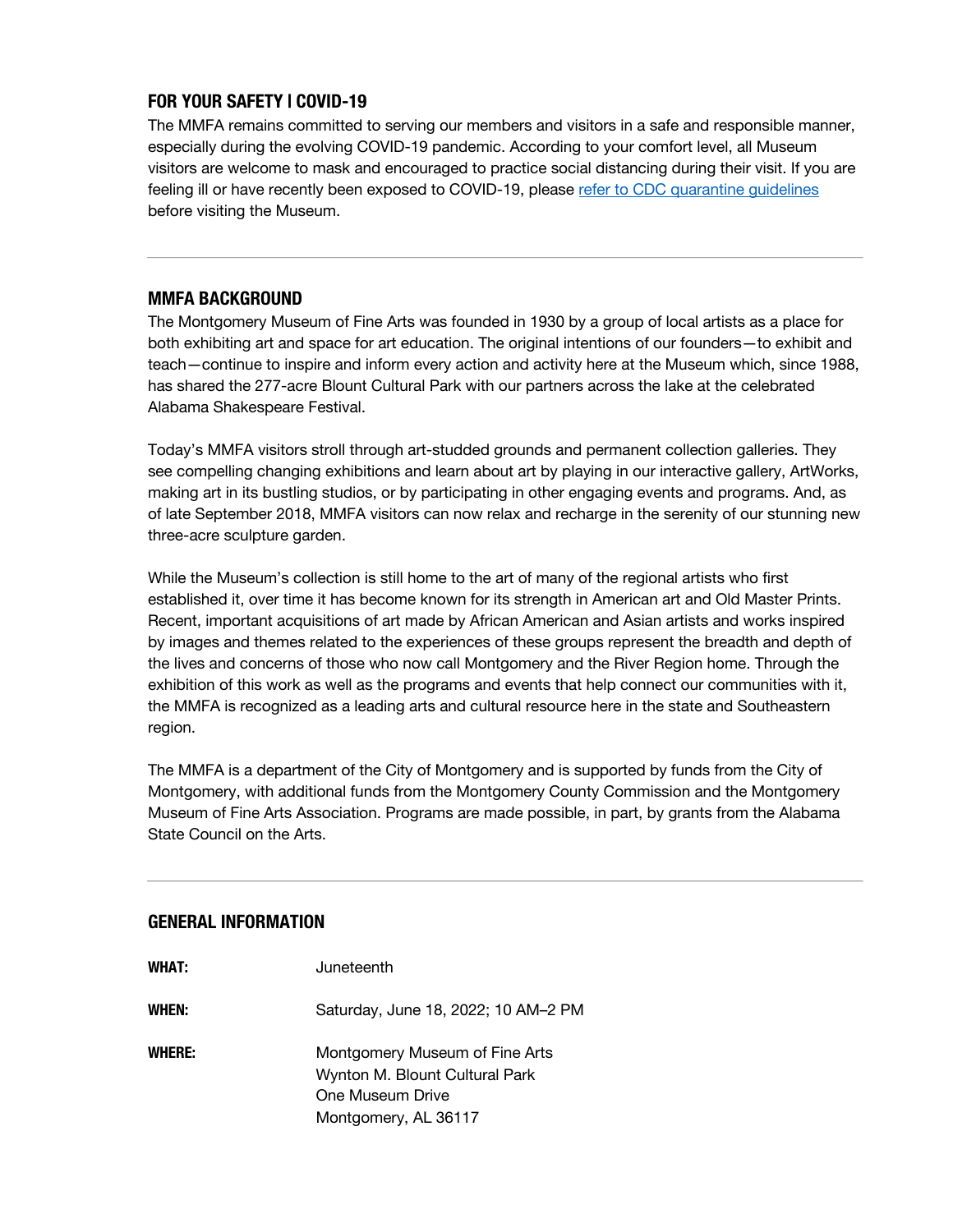## FOR YOUR SAFETY | COVID-19

The MMFA remains committed to serving our members and visitors in a safe and responsible manner, especially during the evolving COVID-19 pandemic. According to your comfort level, all Museum visitors are welcome to mask and encouraged to practice social distancing during their visit. If you are feeling ill or have recently been exposed to COVID-19, please [refer to CDC quarantine guidelines]() before visiting the Museum.

---

## MMFA BACKGROUND

The Montgomery Museum of Fine Arts was founded in 1930 by a group of local artists as a place for both exhibiting art and space for art education. The original intentions of our founders—to exhibit and teach—continue to inspire and inform every action and activity here at the Museum which, since 1988, has shared the 277-acre Blount Cultural Park with our partners across the lake at the celebrated Alabama Shakespeare Festival.

Today's MMFA visitors stroll through art-studded grounds and permanent collection galleries. They see compelling changing exhibitions and learn about art by playing in our interactive gallery, ArtWorks, making art in its bustling studios, or by participating in other engaging events and programs. And, as of late September 2018, MMFA visitors can now relax and recharge in the serenity of our stunning new three-acre sculpture garden.

While the Museum's collection is still home to the art of many of the regional artists who first established it, over time it has become known for its strength in American art and Old Master Prints. Recent, important acquisitions of art made by African American and Asian artists and works inspired by images and themes related to the experiences of these groups represent the breadth and depth of the lives and concerns of those who now call Montgomery and the River Region home. Through the exhibition of this work as well as the programs and events that help connect our communities with it, the MMFA is recognized as a leading arts and cultural resource here in the state and Southeastern region.

The MMFA is a department of the City of Montgomery and is supported by funds from the City of Montgomery, with additional funds from the Montgomery County Commission and the Montgomery Museum of Fine Arts Association. Programs are made possible, in part, by grants from the Alabama State Council on the Arts.

---

## GENERAL INFORMATION

**WHAT:** Juneteenth

**WHEN:** Saturday, June 18, 2022; 10 AM–2 PM

**WHERE:** Montgomery Museum of Fine Arts
Wynton M. Blount Cultural Park
One Museum Drive
Montgomery, AL 36117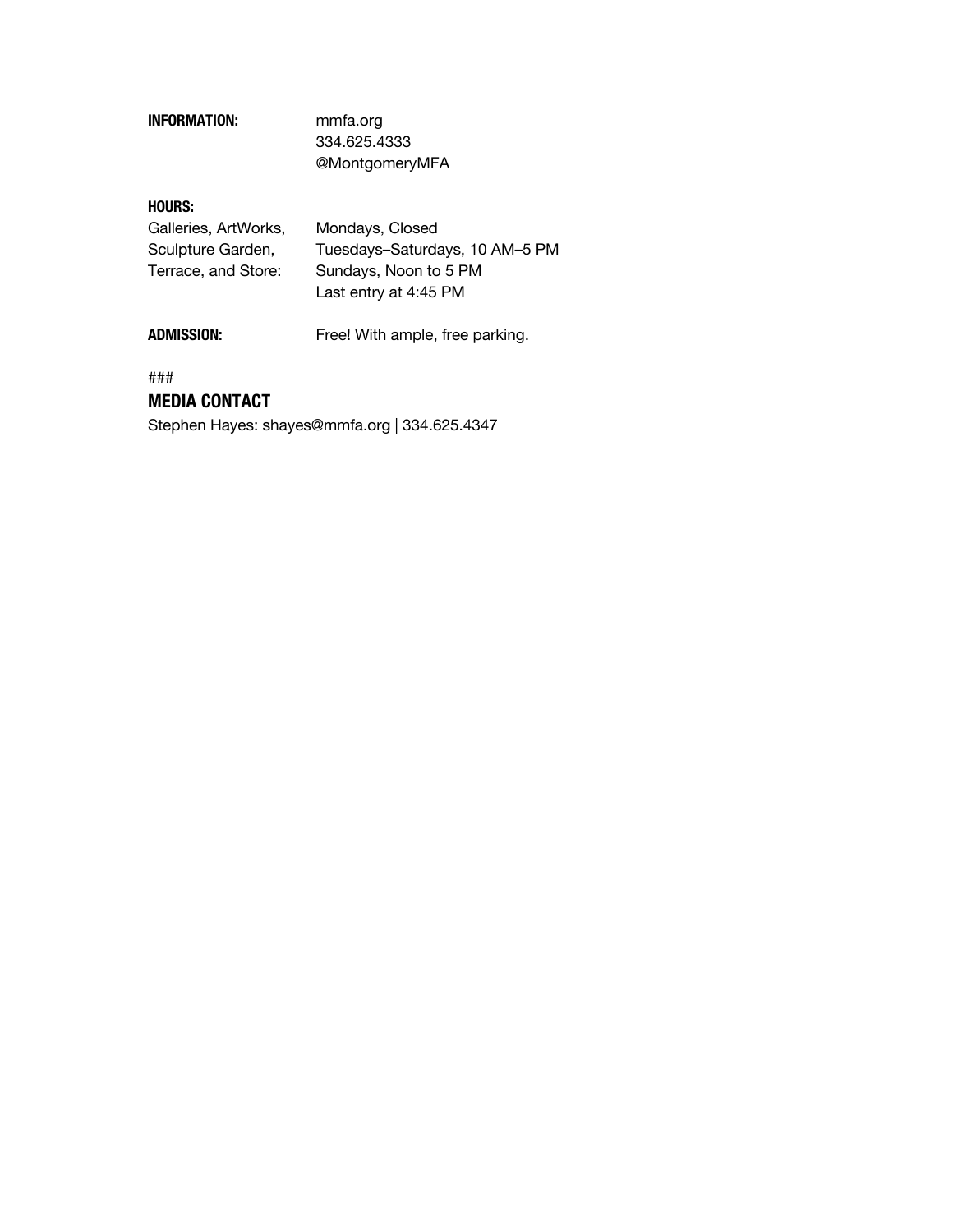**INFORMATION:** mmfa.org
334.625.4333
@MontgomeryMFA

**HOURS:**

| | |
|---|---|
| Galleries, ArtWorks, Sculpture Garden, Terrace, and Store: | Mondays, Closed<br>Tuesdays–Saturdays, 10 AM–5 PM<br>Sundays, Noon to 5 PM<br>Last entry at 4:45 PM |

**ADMISSION:** Free! With ample, free parking.

###

## MEDIA CONTACT

Stephen Hayes: shayes@mmfa.org | 334.625.4347